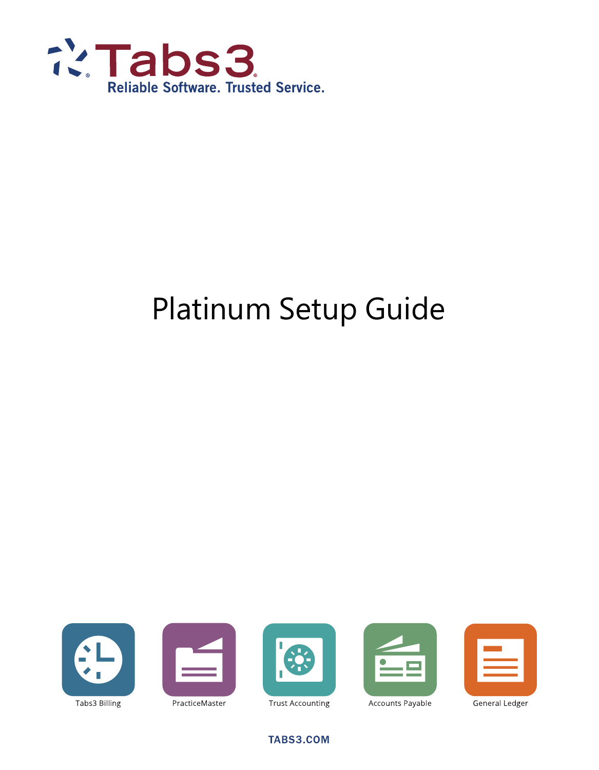Tabs3

Reliable Software. Trusted Service.

# Platinum Setup Guide

Tabs3 Billing

PracticeMaster

Trust Accounting

Accounts Payable

General Ledger

TABS3.COM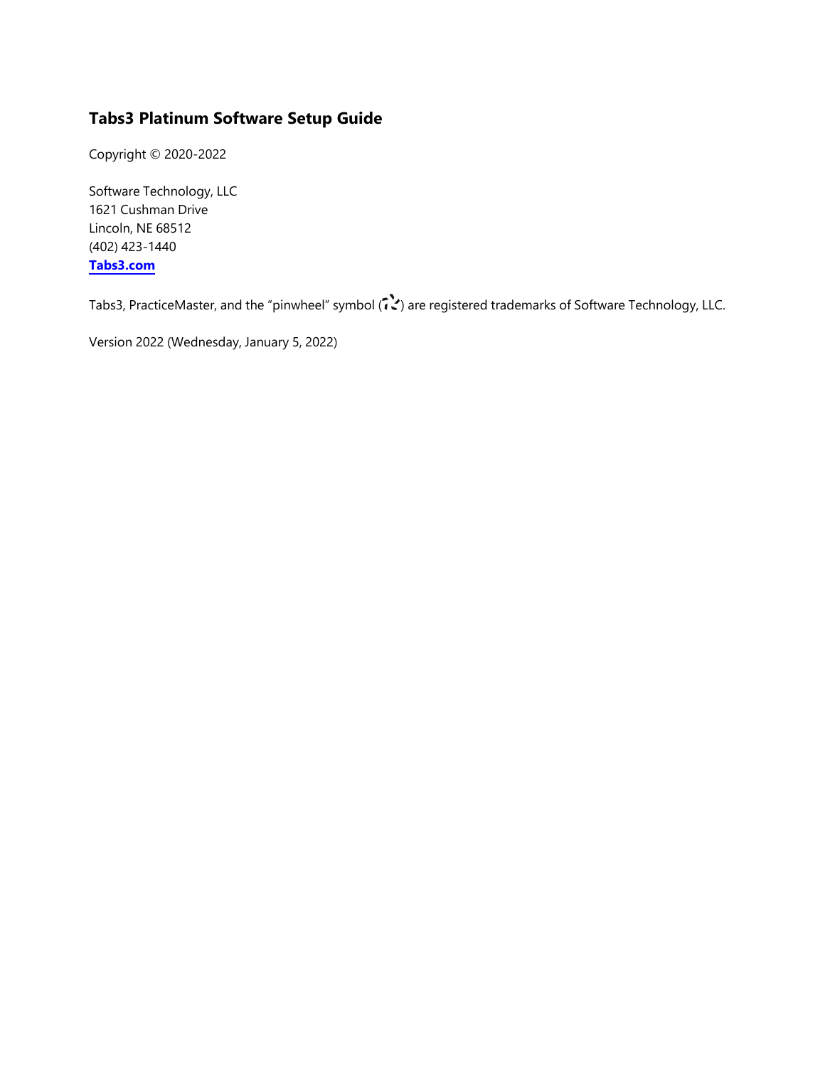# Tabs3 Platinum Software Setup Guide

Copyright © 2020-2022

Software Technology, LLC
1621 Cushman Drive
Lincoln, NE 68512
(402) 423-1440
**Tabs3.com**

Tabs3, PracticeMaster, and the "pinwheel" symbol ( ) are registered trademarks of Software Technology, LLC.

Version 2022 (Wednesday, January 5, 2022)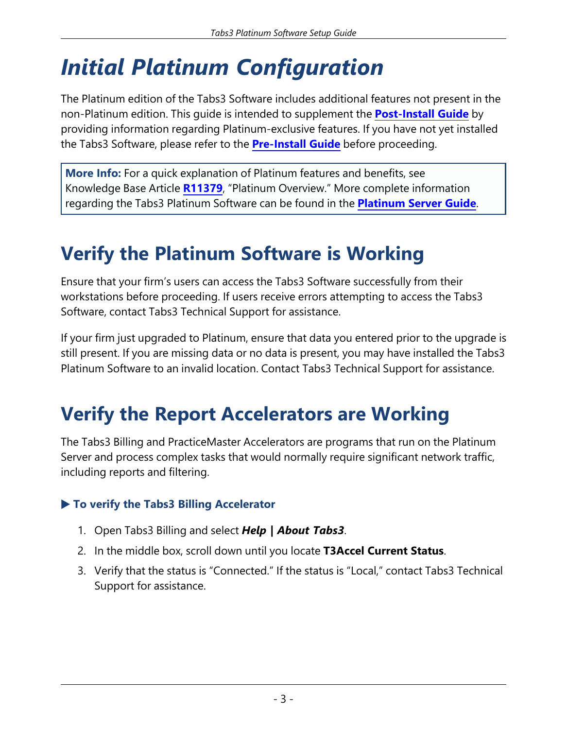# *Initial Platinum Configuration*

The Platinum edition of the Tabs3 Software includes additional features not present in the non-Platinum edition. This guide is intended to supplement the **Post-Install Guide** by providing information regarding Platinum-exclusive features. If you have not yet installed the Tabs3 Software, please refer to the **Pre-Install Guide** before proceeding.

> **More Info:** For a quick explanation of Platinum features and benefits, see Knowledge Base Article **R11379**, "Platinum Overview." More complete information regarding the Tabs3 Platinum Software can be found in the **Platinum Server Guide**.

## Verify the Platinum Software is Working

Ensure that your firm's users can access the Tabs3 Software successfully from their workstations before proceeding. If users receive errors attempting to access the Tabs3 Software, contact Tabs3 Technical Support for assistance.

If your firm just upgraded to Platinum, ensure that data you entered prior to the upgrade is still present. If you are missing data or no data is present, you may have installed the Tabs3 Platinum Software to an invalid location. Contact Tabs3 Technical Support for assistance.

## Verify the Report Accelerators are Working

The Tabs3 Billing and PracticeMaster Accelerators are programs that run on the Platinum Server and process complex tasks that would normally require significant network traffic, including reports and filtering.

#### ▶ To verify the Tabs3 Billing Accelerator

1. Open Tabs3 Billing and select ***Help | About Tabs3***.
2. In the middle box, scroll down until you locate **T3Accel Current Status**.
3. Verify that the status is "Connected." If the status is "Local," contact Tabs3 Technical Support for assistance.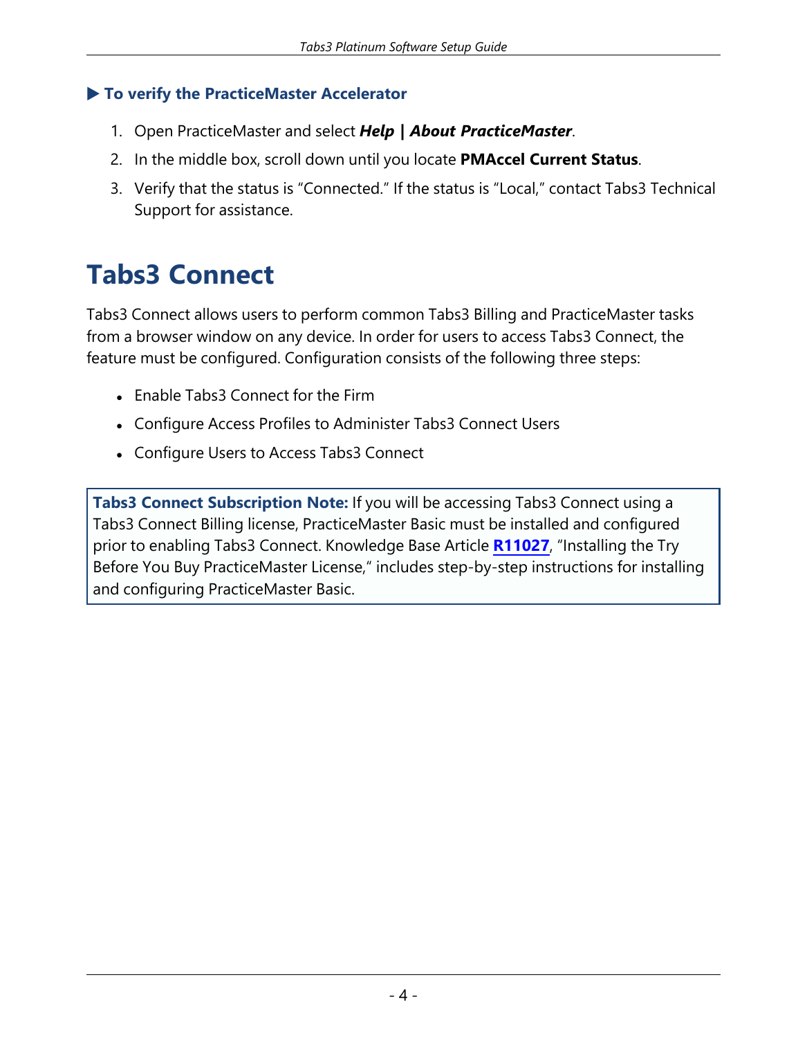### ▶ To verify the PracticeMaster Accelerator

1. Open PracticeMaster and select ***Help | About PracticeMaster***.
2. In the middle box, scroll down until you locate **PMAccel Current Status**.
3. Verify that the status is "Connected." If the status is "Local," contact Tabs3 Technical Support for assistance.

# Tabs3 Connect

Tabs3 Connect allows users to perform common Tabs3 Billing and PracticeMaster tasks from a browser window on any device. In order for users to access Tabs3 Connect, the feature must be configured. Configuration consists of the following three steps:

- Enable Tabs3 Connect for the Firm
- Configure Access Profiles to Administer Tabs3 Connect Users
- Configure Users to Access Tabs3 Connect

> **Tabs3 Connect Subscription Note:** If you will be accessing Tabs3 Connect using a Tabs3 Connect Billing license, PracticeMaster Basic must be installed and configured prior to enabling Tabs3 Connect. Knowledge Base Article **R11027**, "Installing the Try Before You Buy PracticeMaster License," includes step-by-step instructions for installing and configuring PracticeMaster Basic.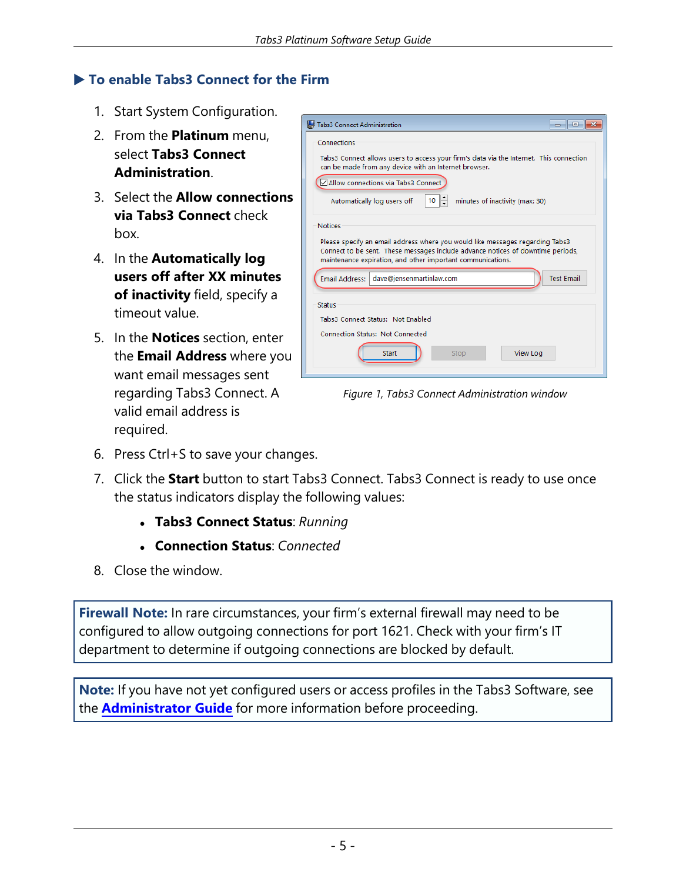## ▶ To enable Tabs3 Connect for the Firm

1. Start System Configuration.
2. From the **Platinum** menu, select **Tabs3 Connect Administration**.
3. Select the **Allow connections via Tabs3 Connect** check box.
4. In the **Automatically log users off after XX minutes of inactivity** field, specify a timeout value.
5. In the **Notices** section, enter the **Email Address** where you want email messages sent regarding Tabs3 Connect. A valid email address is required.
6. Press Ctrl+S to save your changes.
7. Click the **Start** button to start Tabs3 Connect. Tabs3 Connect is ready to use once the status indicators display the following values:
   - **Tabs3 Connect Status**: *Running*
   - **Connection Status**: *Connected*
8. Close the window.

*Figure 1, Tabs3 Connect Administration window*

**Firewall Note:** In rare circumstances, your firm's external firewall may need to be configured to allow outgoing connections for port 1621. Check with your firm's IT department to determine if outgoing connections are blocked by default.

**Note:** If you have not yet configured users or access profiles in the Tabs3 Software, see the **Administrator Guide** for more information before proceeding.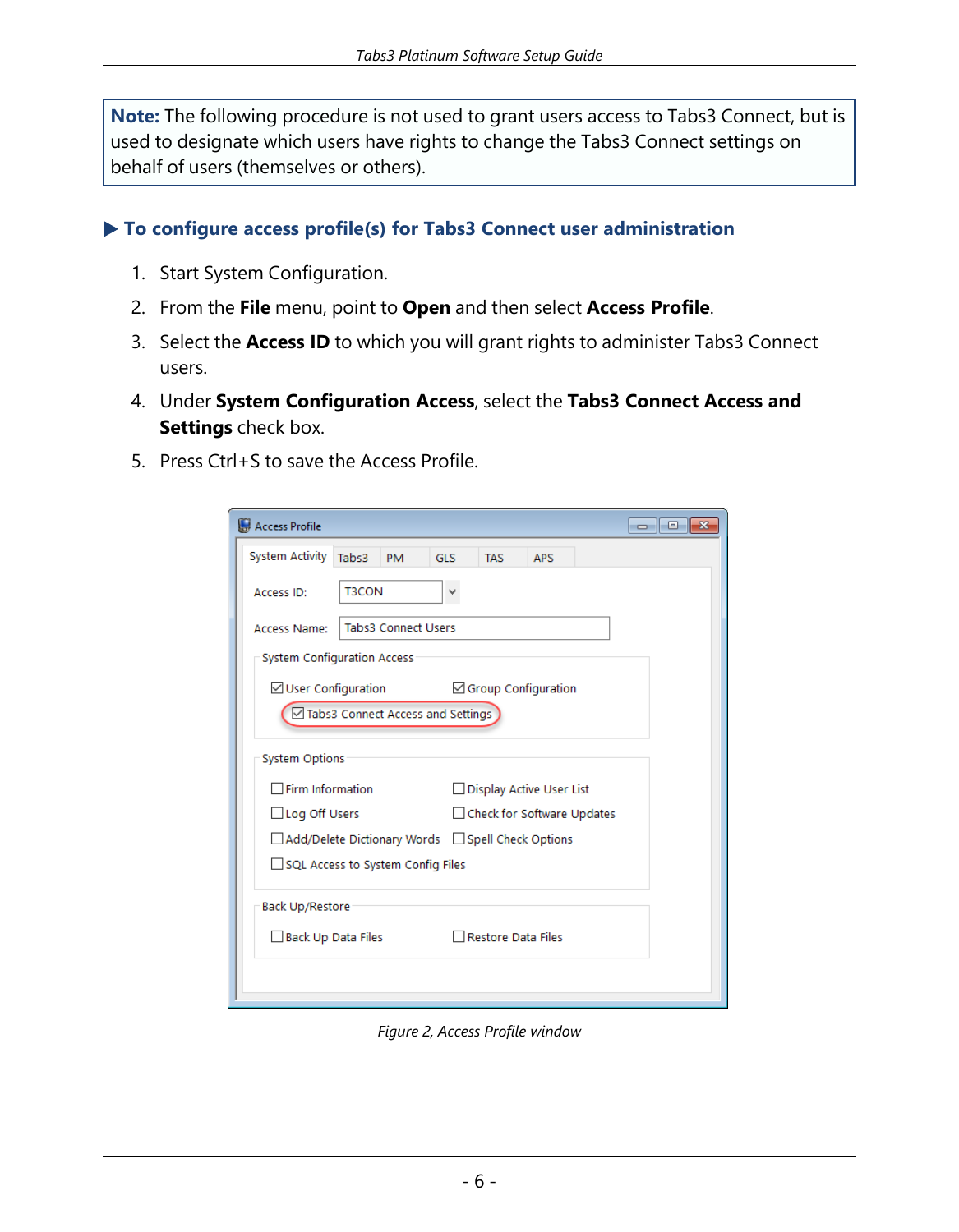**Note:** The following procedure is not used to grant users access to Tabs3 Connect, but is used to designate which users have rights to change the Tabs3 Connect settings on behalf of users (themselves or others).

### ▶ To configure access profile(s) for Tabs3 Connect user administration

1. Start System Configuration.
2. From the **File** menu, point to **Open** and then select **Access Profile**.
3. Select the **Access ID** to which you will grant rights to administer Tabs3 Connect users.
4. Under **System Configuration Access**, select the **Tabs3 Connect Access and Settings** check box.
5. Press Ctrl+S to save the Access Profile.

*Figure 2, Access Profile window*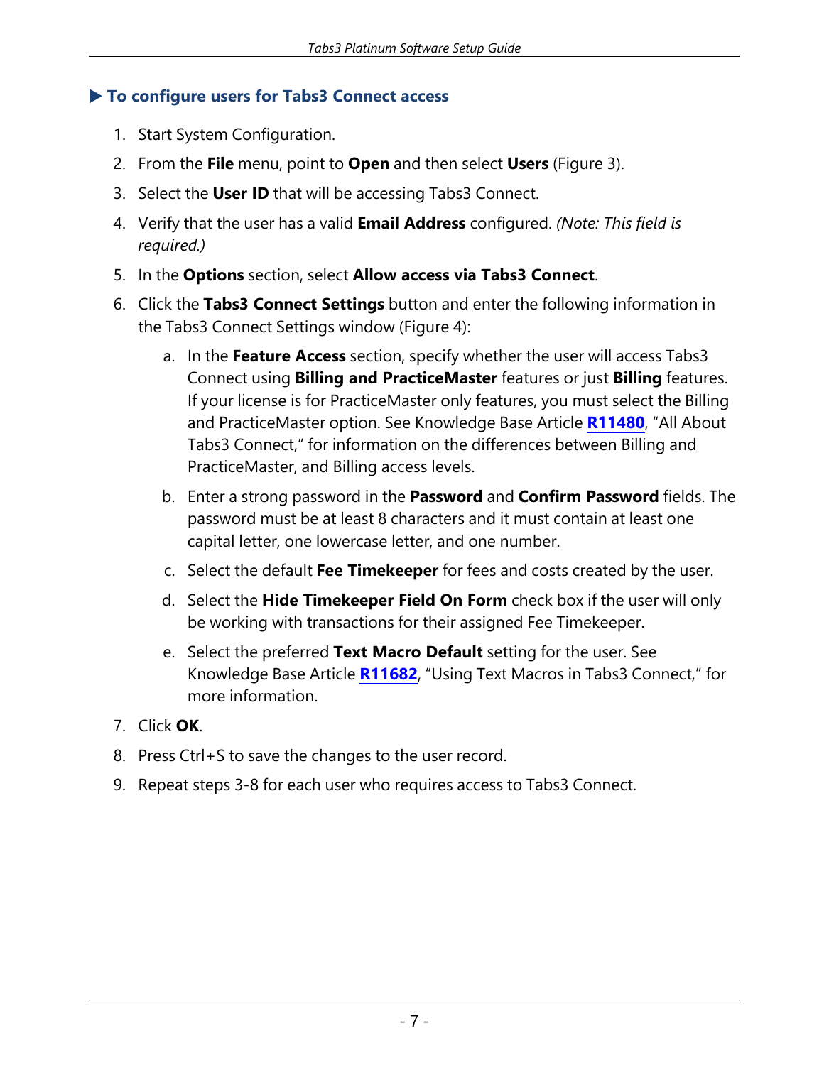### ▶ To configure users for Tabs3 Connect access

1. Start System Configuration.
2. From the **File** menu, point to **Open** and then select **Users** (Figure 3).
3. Select the **User ID** that will be accessing Tabs3 Connect.
4. Verify that the user has a valid **Email Address** configured. *(Note: This field is required.)*
5. In the **Options** section, select **Allow access via Tabs3 Connect**.
6. Click the **Tabs3 Connect Settings** button and enter the following information in the Tabs3 Connect Settings window (Figure 4):
   a. In the **Feature Access** section, specify whether the user will access Tabs3 Connect using **Billing and PracticeMaster** features or just **Billing** features. If your license is for PracticeMaster only features, you must select the Billing and PracticeMaster option. See Knowledge Base Article **R11480**, "All About Tabs3 Connect," for information on the differences between Billing and PracticeMaster, and Billing access levels.
   b. Enter a strong password in the **Password** and **Confirm Password** fields. The password must be at least 8 characters and it must contain at least one capital letter, one lowercase letter, and one number.
   c. Select the default **Fee Timekeeper** for fees and costs created by the user.
   d. Select the **Hide Timekeeper Field On Form** check box if the user will only be working with transactions for their assigned Fee Timekeeper.
   e. Select the preferred **Text Macro Default** setting for the user. See Knowledge Base Article **R11682**, "Using Text Macros in Tabs3 Connect," for more information.
7. Click **OK**.
8. Press Ctrl+S to save the changes to the user record.
9. Repeat steps 3-8 for each user who requires access to Tabs3 Connect.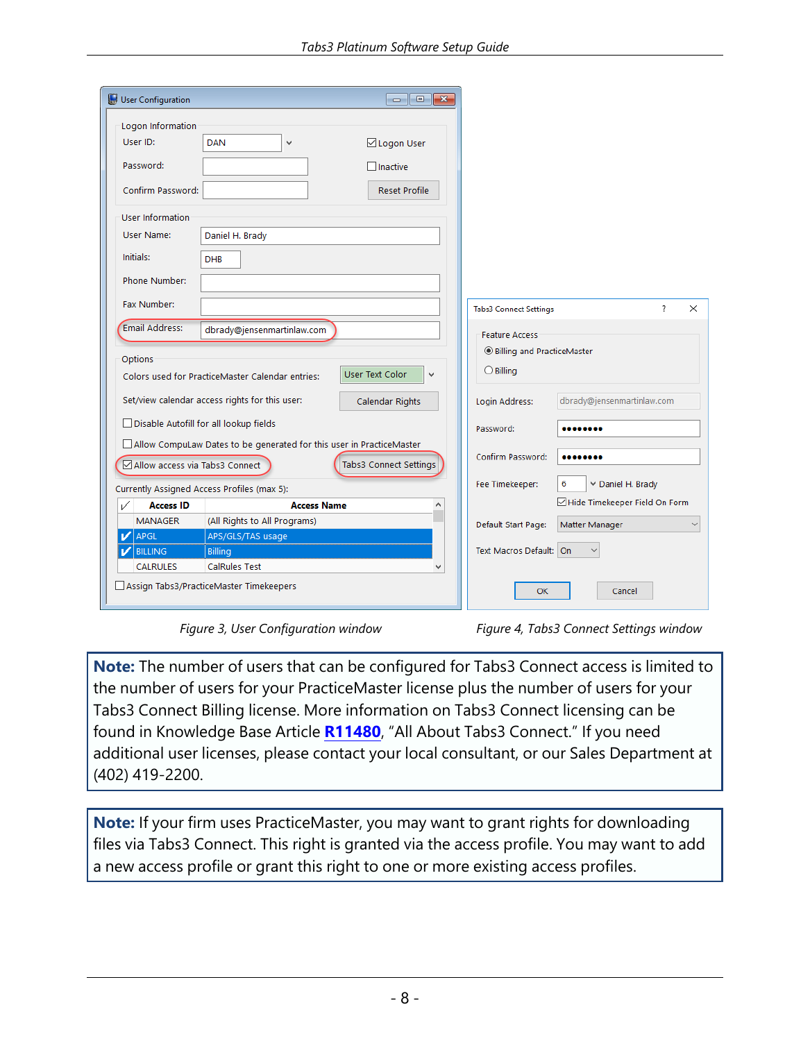Figure 3, User Configuration window

Figure 4, Tabs3 Connect Settings window

> **Note:** The number of users that can be configured for Tabs3 Connect access is limited to the number of users for your PracticeMaster license plus the number of users for your Tabs3 Connect Billing license. More information on Tabs3 Connect licensing can be found in Knowledge Base Article **R11480**, "All About Tabs3 Connect." If you need additional user licenses, please contact your local consultant, or our Sales Department at (402) 419-2200.

> **Note:** If your firm uses PracticeMaster, you may want to grant rights for downloading files via Tabs3 Connect. This right is granted via the access profile. You may want to add a new access profile or grant this right to one or more existing access profiles.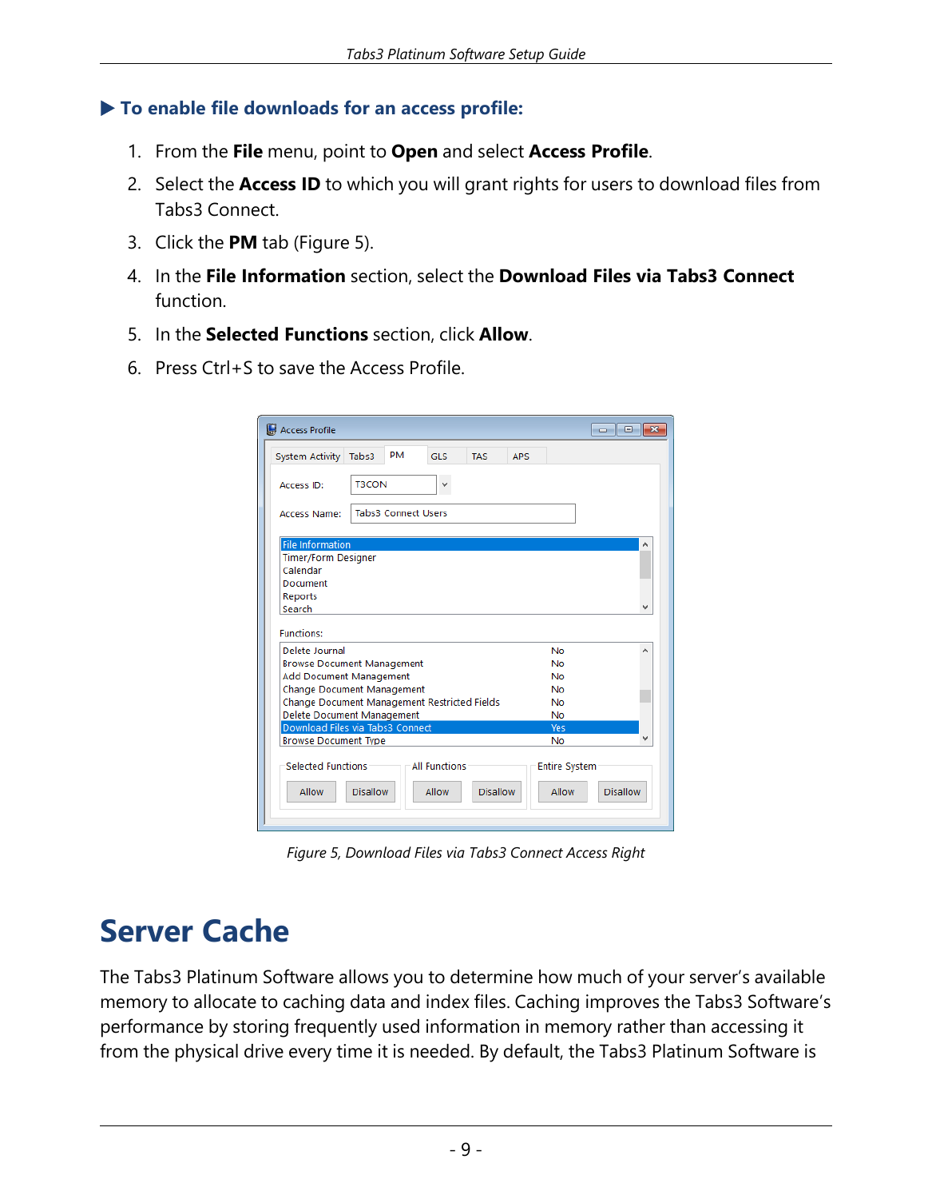### ▶ To enable file downloads for an access profile:

1. From the **File** menu, point to **Open** and select **Access Profile**.
2. Select the **Access ID** to which you will grant rights for users to download files from Tabs3 Connect.
3. Click the **PM** tab (Figure 5).
4. In the **File Information** section, select the **Download Files via Tabs3 Connect** function.
5. In the **Selected Functions** section, click **Allow**.
6. Press Ctrl+S to save the Access Profile.

*Figure 5, Download Files via Tabs3 Connect Access Right*

# Server Cache

The Tabs3 Platinum Software allows you to determine how much of your server's available memory to allocate to caching data and index files. Caching improves the Tabs3 Software's performance by storing frequently used information in memory rather than accessing it from the physical drive every time it is needed. By default, the Tabs3 Platinum Software is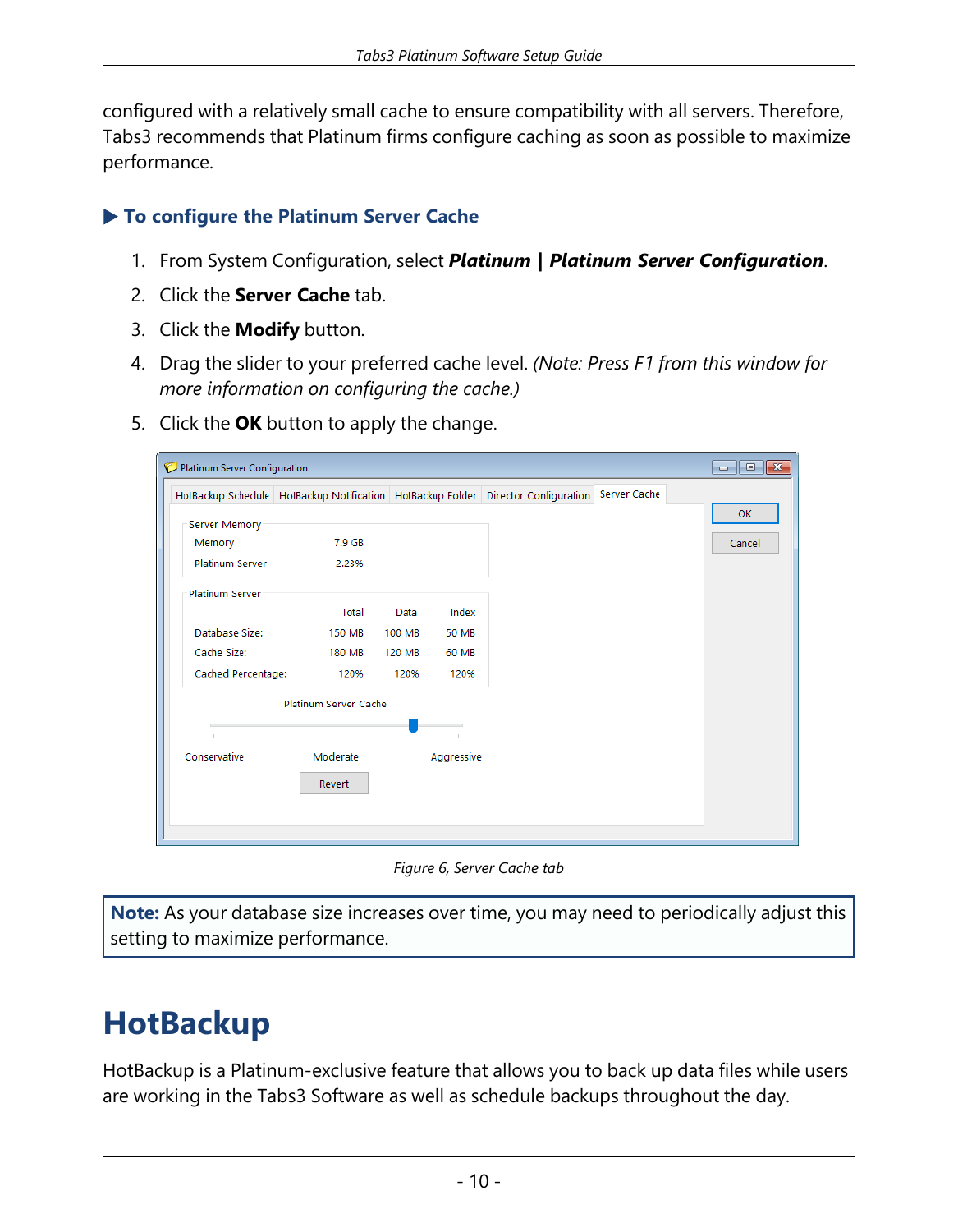configured with a relatively small cache to ensure compatibility with all servers. Therefore, Tabs3 recommends that Platinum firms configure caching as soon as possible to maximize performance.

### ▶ To configure the Platinum Server Cache

1. From System Configuration, select ***Platinum* | *Platinum Server Configuration***.
2. Click the **Server Cache** tab.
3. Click the **Modify** button.
4. Drag the slider to your preferred cache level. *(Note: Press F1 from this window for more information on configuring the cache.)*
5. Click the **OK** button to apply the change.

*Figure 6, Server Cache tab*

> **Note:** As your database size increases over time, you may need to periodically adjust this setting to maximize performance.

# HotBackup

HotBackup is a Platinum-exclusive feature that allows you to back up data files while users are working in the Tabs3 Software as well as schedule backups throughout the day.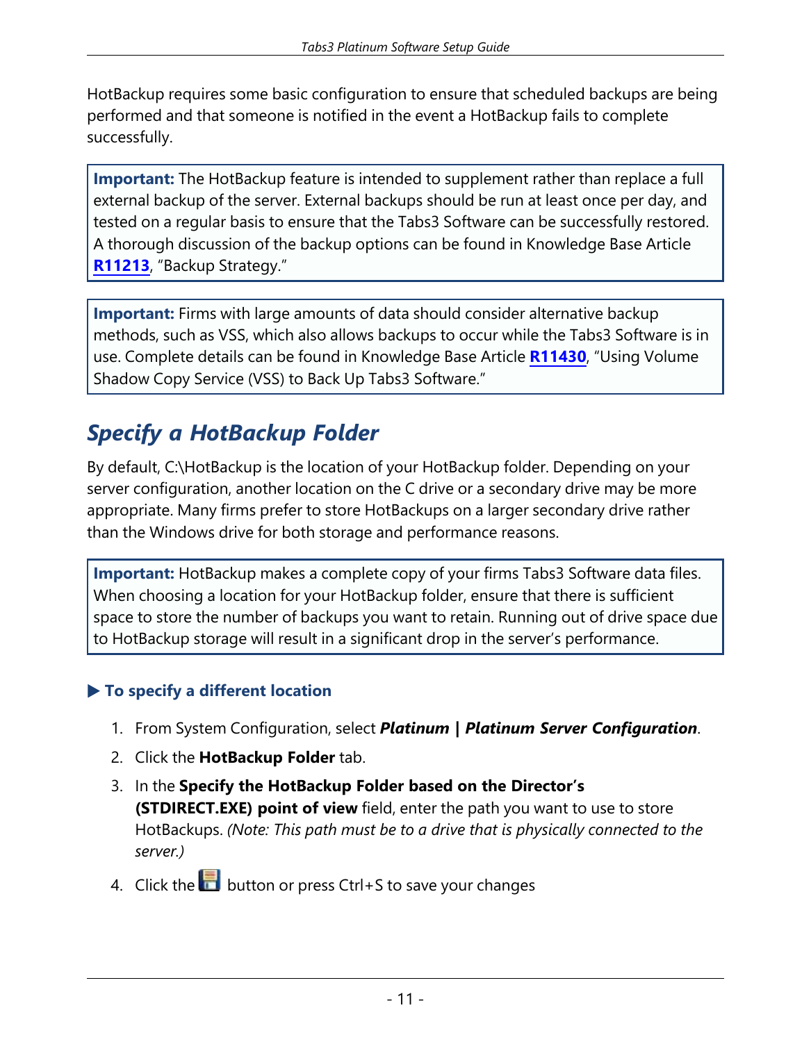HotBackup requires some basic configuration to ensure that scheduled backups are being performed and that someone is notified in the event a HotBackup fails to complete successfully.

> **Important:** The HotBackup feature is intended to supplement rather than replace a full external backup of the server. External backups should be run at least once per day, and tested on a regular basis to ensure that the Tabs3 Software can be successfully restored. A thorough discussion of the backup options can be found in Knowledge Base Article **R11213**, "Backup Strategy."

> **Important:** Firms with large amounts of data should consider alternative backup methods, such as VSS, which also allows backups to occur while the Tabs3 Software is in use. Complete details can be found in Knowledge Base Article **R11430**, "Using Volume Shadow Copy Service (VSS) to Back Up Tabs3 Software."

## *Specify a HotBackup Folder*

By default, C:\HotBackup is the location of your HotBackup folder. Depending on your server configuration, another location on the C drive or a secondary drive may be more appropriate. Many firms prefer to store HotBackups on a larger secondary drive rather than the Windows drive for both storage and performance reasons.

> **Important:** HotBackup makes a complete copy of your firms Tabs3 Software data files. When choosing a location for your HotBackup folder, ensure that there is sufficient space to store the number of backups you want to retain. Running out of drive space due to HotBackup storage will result in a significant drop in the server's performance.

### ▶ To specify a different location

1. From System Configuration, select ***Platinum | Platinum Server Configuration***.
2. Click the **HotBackup Folder** tab.
3. In the **Specify the HotBackup Folder based on the Director's (STDIRECT.EXE) point of view** field, enter the path you want to use to store HotBackups. *(Note: This path must be to a drive that is physically connected to the server.)*
4. Click the button or press Ctrl+S to save your changes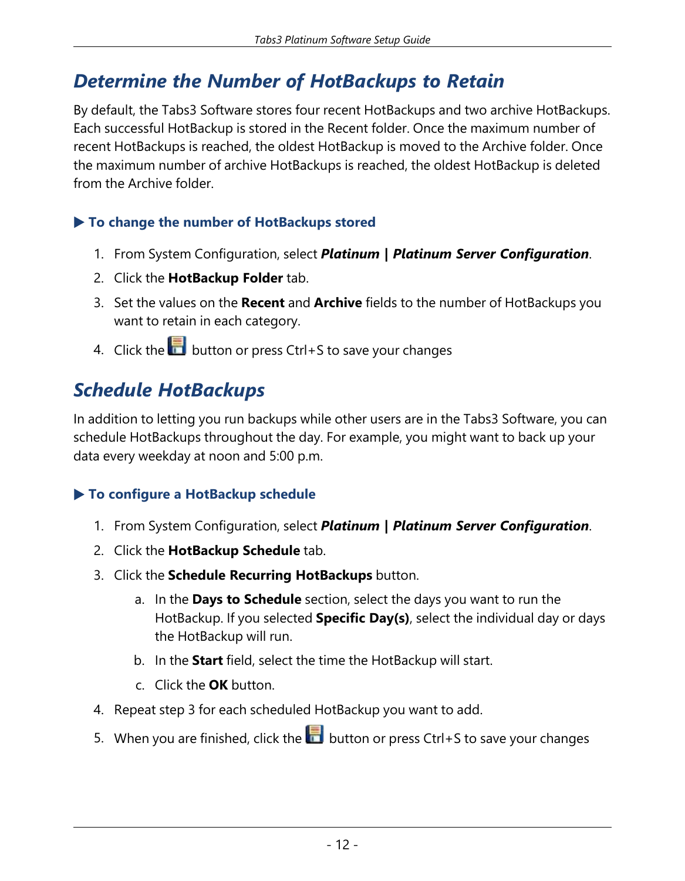# Determine the Number of HotBackups to Retain

By default, the Tabs3 Software stores four recent HotBackups and two archive HotBackups. Each successful HotBackup is stored in the Recent folder. Once the maximum number of recent HotBackups is reached, the oldest HotBackup is moved to the Archive folder. Once the maximum number of archive HotBackups is reached, the oldest HotBackup is deleted from the Archive folder.

### ▶ To change the number of HotBackups stored

1. From System Configuration, select ***Platinum | Platinum Server Configuration***.
2. Click the **HotBackup Folder** tab.
3. Set the values on the **Recent** and **Archive** fields to the number of HotBackups you want to retain in each category.
4. Click the button or press Ctrl+S to save your changes

# Schedule HotBackups

In addition to letting you run backups while other users are in the Tabs3 Software, you can schedule HotBackups throughout the day. For example, you might want to back up your data every weekday at noon and 5:00 p.m.

### ▶ To configure a HotBackup schedule

1. From System Configuration, select ***Platinum | Platinum Server Configuration***.
2. Click the **HotBackup Schedule** tab.
3. Click the **Schedule Recurring HotBackups** button.
   a. In the **Days to Schedule** section, select the days you want to run the HotBackup. If you selected **Specific Day(s)**, select the individual day or days the HotBackup will run.
   b. In the **Start** field, select the time the HotBackup will start.
   c. Click the **OK** button.
4. Repeat step 3 for each scheduled HotBackup you want to add.
5. When you are finished, click the button or press Ctrl+S to save your changes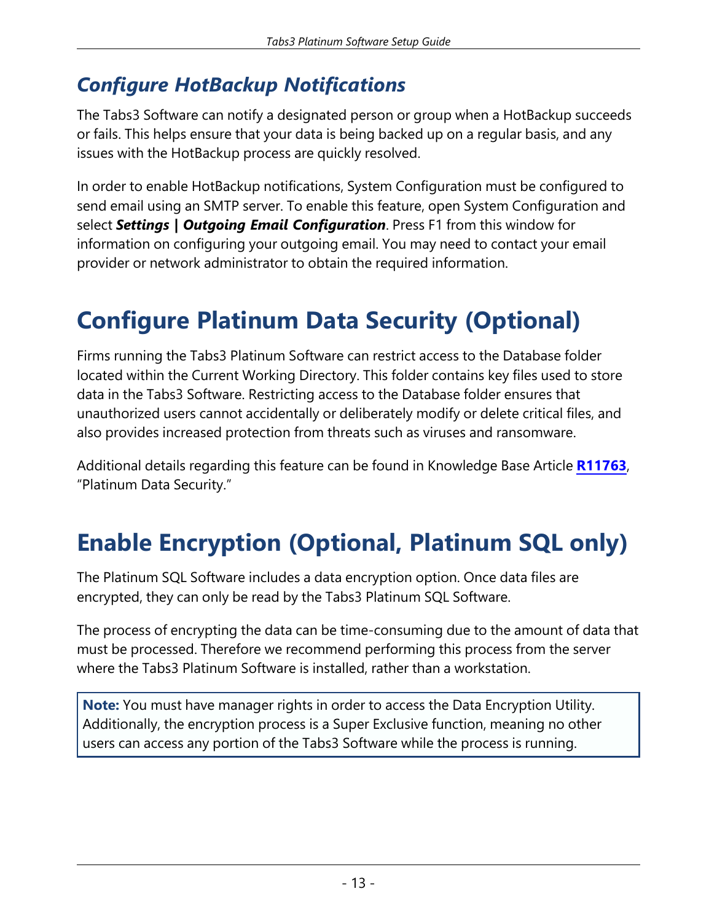### *Configure HotBackup Notifications*

The Tabs3 Software can notify a designated person or group when a HotBackup succeeds or fails. This helps ensure that your data is being backed up on a regular basis, and any issues with the HotBackup process are quickly resolved.

In order to enable HotBackup notifications, System Configuration must be configured to send email using an SMTP server. To enable this feature, open System Configuration and select ***Settings | Outgoing Email Configuration***. Press F1 from this window for information on configuring your outgoing email. You may need to contact your email provider or network administrator to obtain the required information.

# Configure Platinum Data Security (Optional)

Firms running the Tabs3 Platinum Software can restrict access to the Database folder located within the Current Working Directory. This folder contains key files used to store data in the Tabs3 Software. Restricting access to the Database folder ensures that unauthorized users cannot accidentally or deliberately modify or delete critical files, and also provides increased protection from threats such as viruses and ransomware.

Additional details regarding this feature can be found in Knowledge Base Article **R11763**, "Platinum Data Security."

# Enable Encryption (Optional, Platinum SQL only)

The Platinum SQL Software includes a data encryption option. Once data files are encrypted, they can only be read by the Tabs3 Platinum SQL Software.

The process of encrypting the data can be time-consuming due to the amount of data that must be processed. Therefore we recommend performing this process from the server where the Tabs3 Platinum Software is installed, rather than a workstation.

> **Note:** You must have manager rights in order to access the Data Encryption Utility. Additionally, the encryption process is a Super Exclusive function, meaning no other users can access any portion of the Tabs3 Software while the process is running.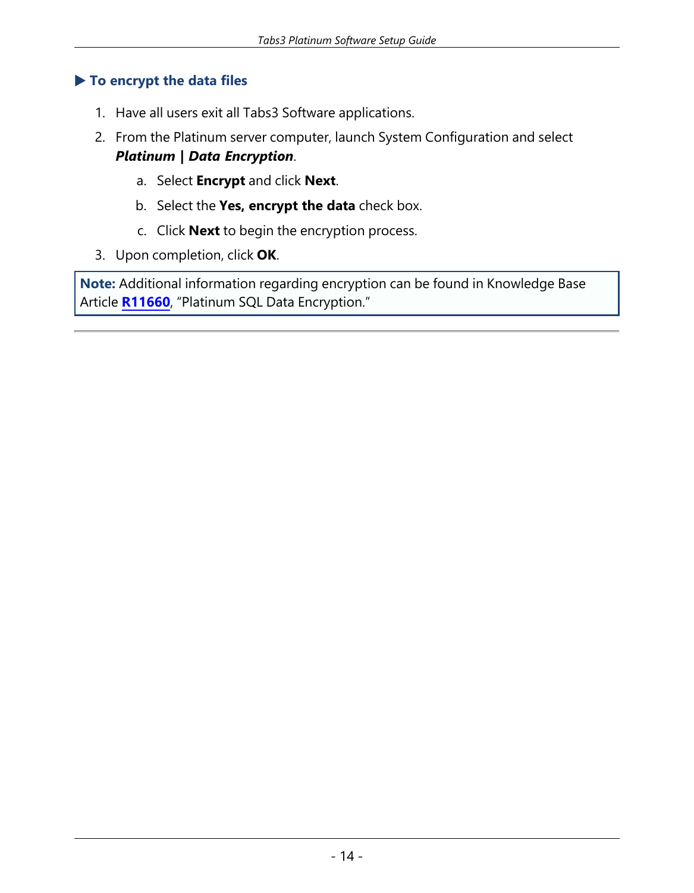### ▶ To encrypt the data files

1. Have all users exit all Tabs3 Software applications.
2. From the Platinum server computer, launch System Configuration and select ***Platinum | Data Encryption***.
   a. Select **Encrypt** and click **Next**.
   b. Select the **Yes, encrypt the data** check box.
   c. Click **Next** to begin the encryption process.
3. Upon completion, click **OK**.

> **Note:** Additional information regarding encryption can be found in Knowledge Base Article **R11660**, "Platinum SQL Data Encryption."